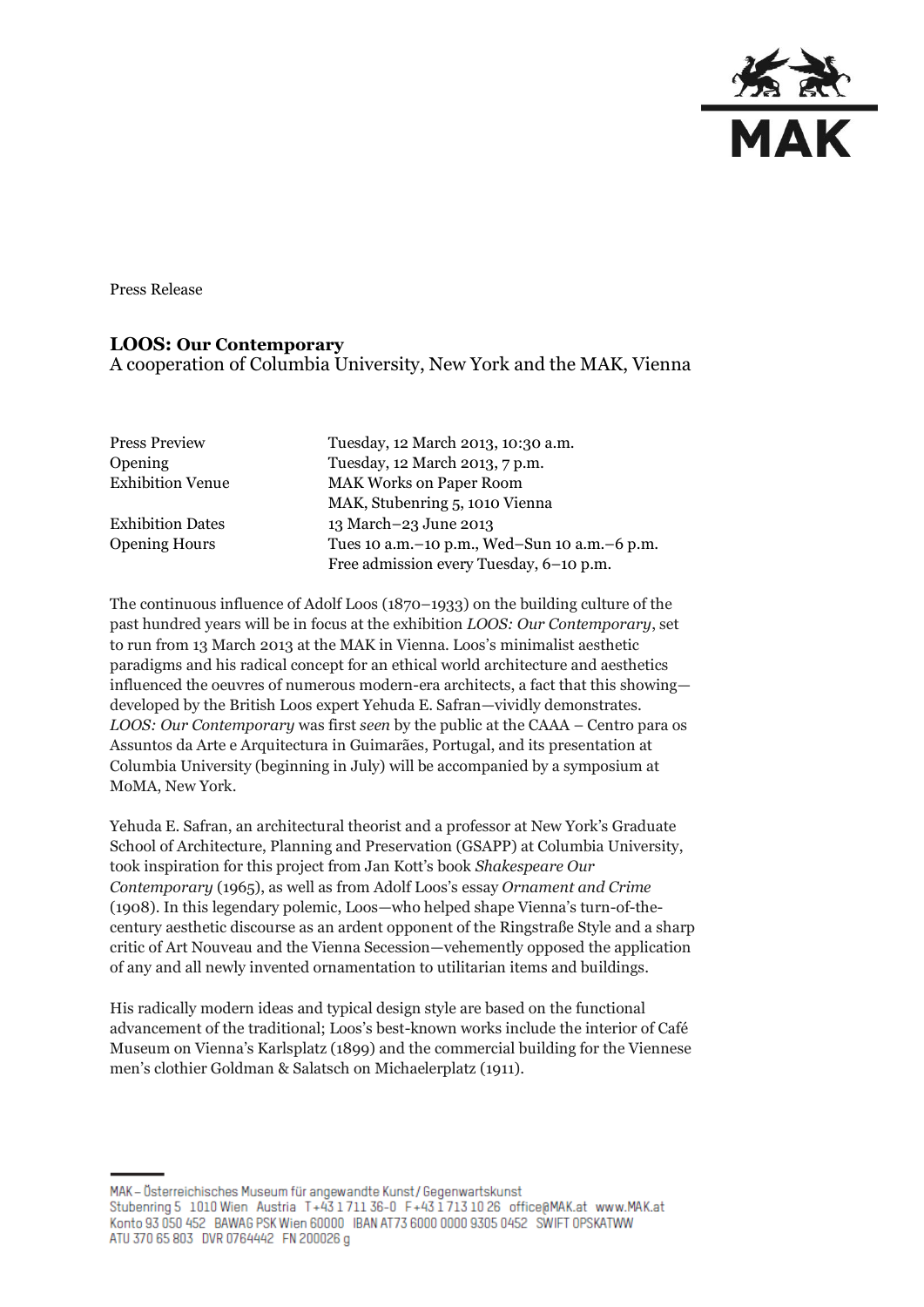Press Release

# LOOS: Our Contemporary

A cooperation of Columbia University, New York and the MAK, Vienna

| | |
|---|---|
| Press Preview | Tuesday, 12 March 2013, 10:30 a.m. |
| Opening | Tuesday, 12 March 2013, 7 p.m. |
| Exhibition Venue | MAK Works on Paper Room<br>MAK, Stubenring 5, 1010 Vienna |
| Exhibition Dates | 13 March–23 June 2013 |
| Opening Hours | Tues 10 a.m.–10 p.m., Wed–Sun 10 a.m.–6 p.m.<br>Free admission every Tuesday, 6–10 p.m. |

The continuous influence of Adolf Loos (1870–1933) on the building culture of the past hundred years will be in focus at the exhibition *LOOS: Our Contemporary*, set to run from 13 March 2013 at the MAK in Vienna. Loos's minimalist aesthetic paradigms and his radical concept for an ethical world architecture and aesthetics influenced the oeuvres of numerous modern-era architects, a fact that this showing—developed by the British Loos expert Yehuda E. Safran—vividly demonstrates. *LOOS: Our Contemporary* was first *seen* by the public at the CAAA – Centro para os Assuntos da Arte e Arquitectura in Guimarães, Portugal, and its presentation at Columbia University (beginning in July) will be accompanied by a symposium at MoMA, New York.

Yehuda E. Safran, an architectural theorist and a professor at New York's Graduate School of Architecture, Planning and Preservation (GSAPP) at Columbia University, took inspiration for this project from Jan Kott's book *Shakespeare Our Contemporary* (1965), as well as from Adolf Loos's essay *Ornament and Crime* (1908). In this legendary polemic, Loos—who helped shape Vienna's turn-of-the-century aesthetic discourse as an ardent opponent of the Ringstraße Style and a sharp critic of Art Nouveau and the Vienna Secession—vehemently opposed the application of any and all newly invented ornamentation to utilitarian items and buildings.

His radically modern ideas and typical design style are based on the functional advancement of the traditional; Loos's best-known works include the interior of Café Museum on Vienna's Karlsplatz (1899) and the commercial building for the Viennese men's clothier Goldman & Salatsch on Michaelerplatz (1911).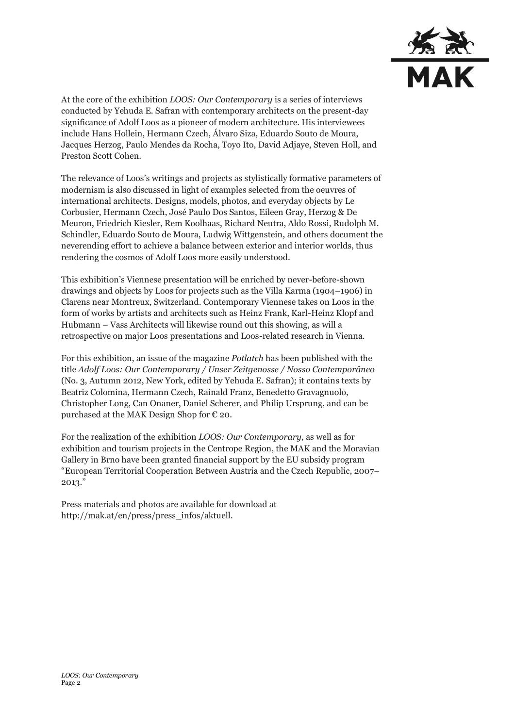At the core of the exhibition *LOOS: Our Contemporary* is a series of interviews conducted by Yehuda E. Safran with contemporary architects on the present-day significance of Adolf Loos as a pioneer of modern architecture. His interviewees include Hans Hollein, Hermann Czech, Álvaro Siza, Eduardo Souto de Moura, Jacques Herzog, Paulo Mendes da Rocha, Toyo Ito, David Adjaye, Steven Holl, and Preston Scott Cohen.

The relevance of Loos's writings and projects as stylistically formative parameters of modernism is also discussed in light of examples selected from the oeuvres of international architects. Designs, models, photos, and everyday objects by Le Corbusier, Hermann Czech, José Paulo Dos Santos, Eileen Gray, Herzog & De Meuron, Friedrich Kiesler, Rem Koolhaas, Richard Neutra, Aldo Rossi, Rudolph M. Schindler, Eduardo Souto de Moura, Ludwig Wittgenstein, and others document the neverending effort to achieve a balance between exterior and interior worlds, thus rendering the cosmos of Adolf Loos more easily understood.

This exhibition's Viennese presentation will be enriched by never-before-shown drawings and objects by Loos for projects such as the Villa Karma (1904–1906) in Clarens near Montreux, Switzerland. Contemporary Viennese takes on Loos in the form of works by artists and architects such as Heinz Frank, Karl-Heinz Klopf and Hubmann – Vass Architects will likewise round out this showing, as will a retrospective on major Loos presentations and Loos-related research in Vienna.

For this exhibition, an issue of the magazine *Potlatch* has been published with the title *Adolf Loos: Our Contemporary / Unser Zeitgenosse / Nosso Contemporâneo* (No. 3, Autumn 2012, New York, edited by Yehuda E. Safran); it contains texts by Beatriz Colomina, Hermann Czech, Rainald Franz, Benedetto Gravagnuolo, Christopher Long, Can Onaner, Daniel Scherer, and Philip Ursprung, and can be purchased at the MAK Design Shop for € 20.

For the realization of the exhibition *LOOS: Our Contemporary,* as well as for exhibition and tourism projects in the Centrope Region, the MAK and the Moravian Gallery in Brno have been granted financial support by the EU subsidy program "European Territorial Cooperation Between Austria and the Czech Republic, 2007–2013."

Press materials and photos are available for download at http://mak.at/en/press/press_infos/aktuell.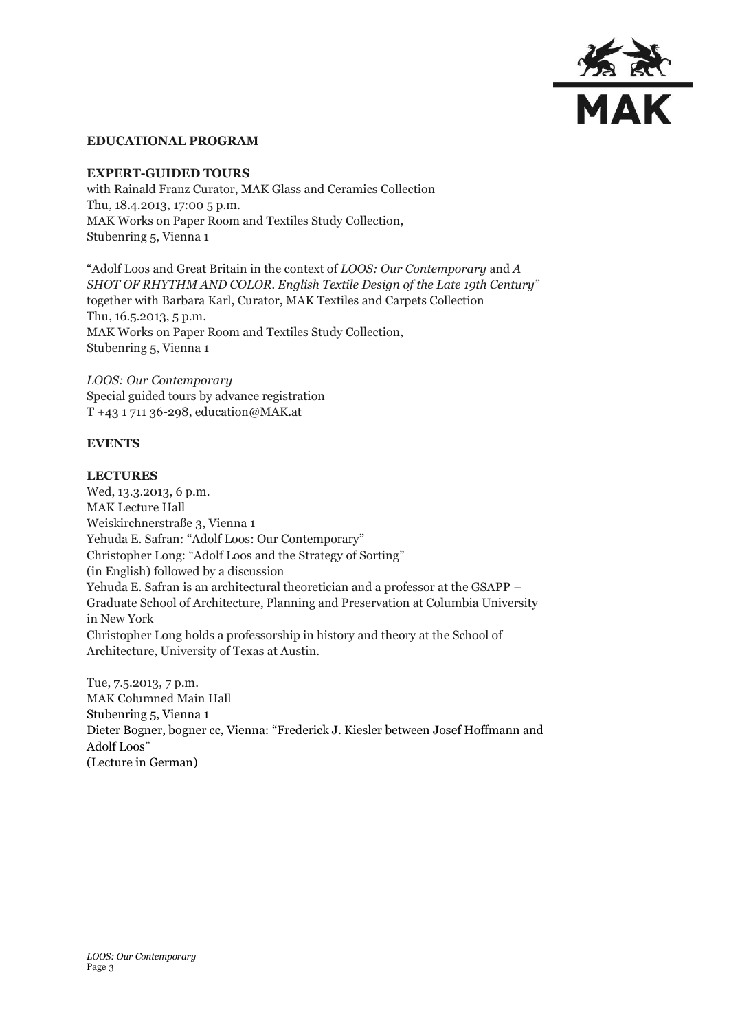## EDUCATIONAL PROGRAM

### EXPERT-GUIDED TOURS

with Rainald Franz Curator, MAK Glass and Ceramics Collection
Thu, 18.4.2013, 17:00 5 p.m.
MAK Works on Paper Room and Textiles Study Collection,
Stubenring 5, Vienna 1

"Adolf Loos and Great Britain in the context of *LOOS: Our Contemporary* and *A SHOT OF RHYTHM AND COLOR. English Textile Design of the Late 19th Century*"
together with Barbara Karl, Curator, MAK Textiles and Carpets Collection
Thu, 16.5.2013, 5 p.m.
MAK Works on Paper Room and Textiles Study Collection,
Stubenring 5, Vienna 1

*LOOS: Our Contemporary*
Special guided tours by advance registration
T +43 1 711 36-298, education@MAK.at

## EVENTS

### LECTURES

Wed, 13.3.2013, 6 p.m.
MAK Lecture Hall
Weiskirchnerstraße 3, Vienna 1
Yehuda E. Safran: "Adolf Loos: Our Contemporary"
Christopher Long: "Adolf Loos and the Strategy of Sorting"
(in English) followed by a discussion
Yehuda E. Safran is an architectural theoretician and a professor at the GSAPP – Graduate School of Architecture, Planning and Preservation at Columbia University in New York
Christopher Long holds a professorship in history and theory at the School of Architecture, University of Texas at Austin.

Tue, 7.5.2013, 7 p.m.
MAK Columned Main Hall
Stubenring 5, Vienna 1
Dieter Bogner, bogner cc, Vienna: "Frederick J. Kiesler between Josef Hoffmann and Adolf Loos"
(Lecture in German)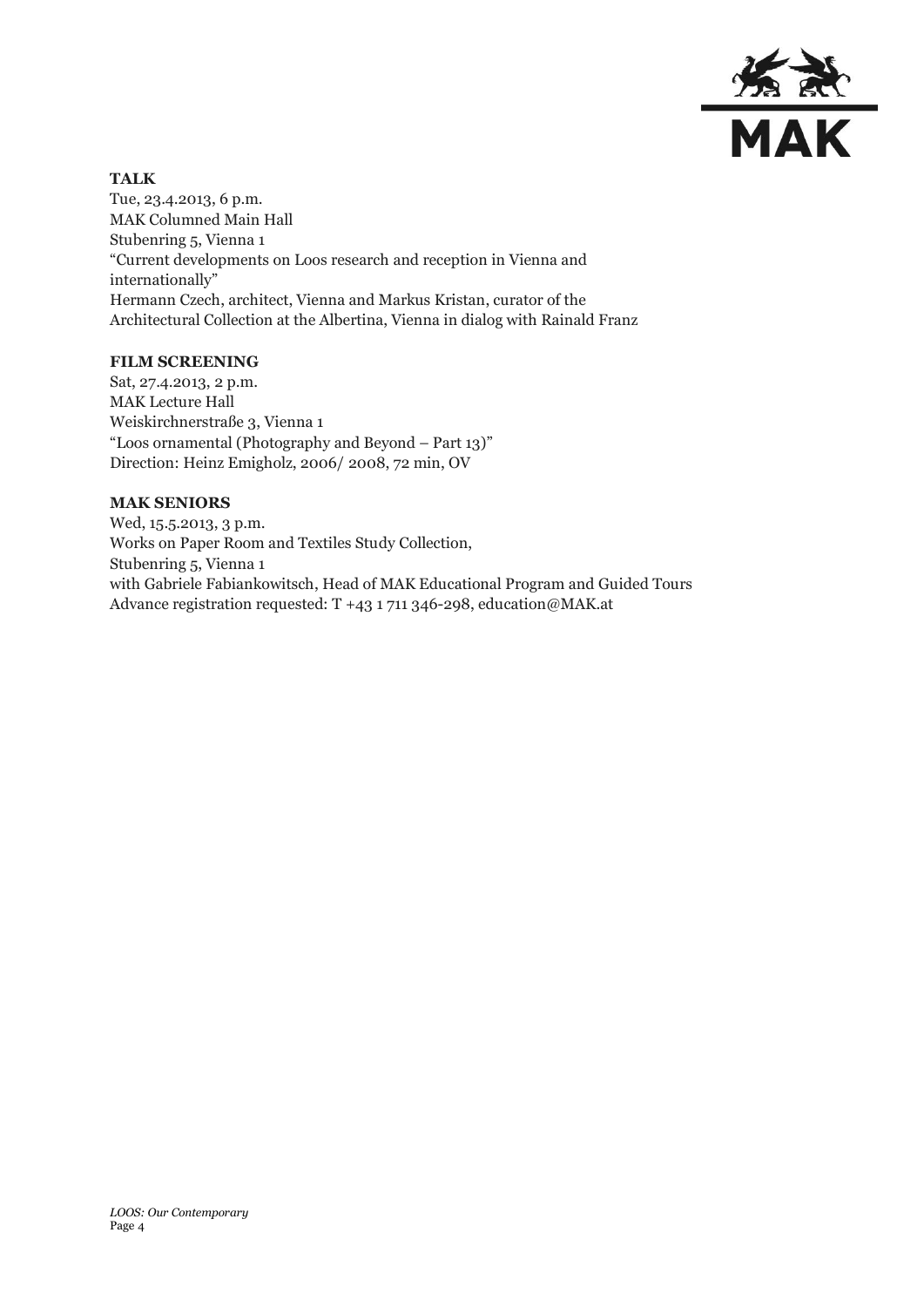**TALK**
Tue, 23.4.2013, 6 p.m.
MAK Columned Main Hall
Stubenring 5, Vienna 1
"Current developments on Loos research and reception in Vienna and internationally"
Hermann Czech, architect, Vienna and Markus Kristan, curator of the Architectural Collection at the Albertina, Vienna in dialog with Rainald Franz

**FILM SCREENING**
Sat, 27.4.2013, 2 p.m.
MAK Lecture Hall
Weiskirchnerstraße 3, Vienna 1
"Loos ornamental (Photography and Beyond – Part 13)"
Direction: Heinz Emigholz, 2006/ 2008, 72 min, OV

**MAK SENIORS**
Wed, 15.5.2013, 3 p.m.
Works on Paper Room and Textiles Study Collection,
Stubenring 5, Vienna 1
with Gabriele Fabiankowitsch, Head of MAK Educational Program and Guided Tours
Advance registration requested: T +43 1 711 346-298, education@MAK.at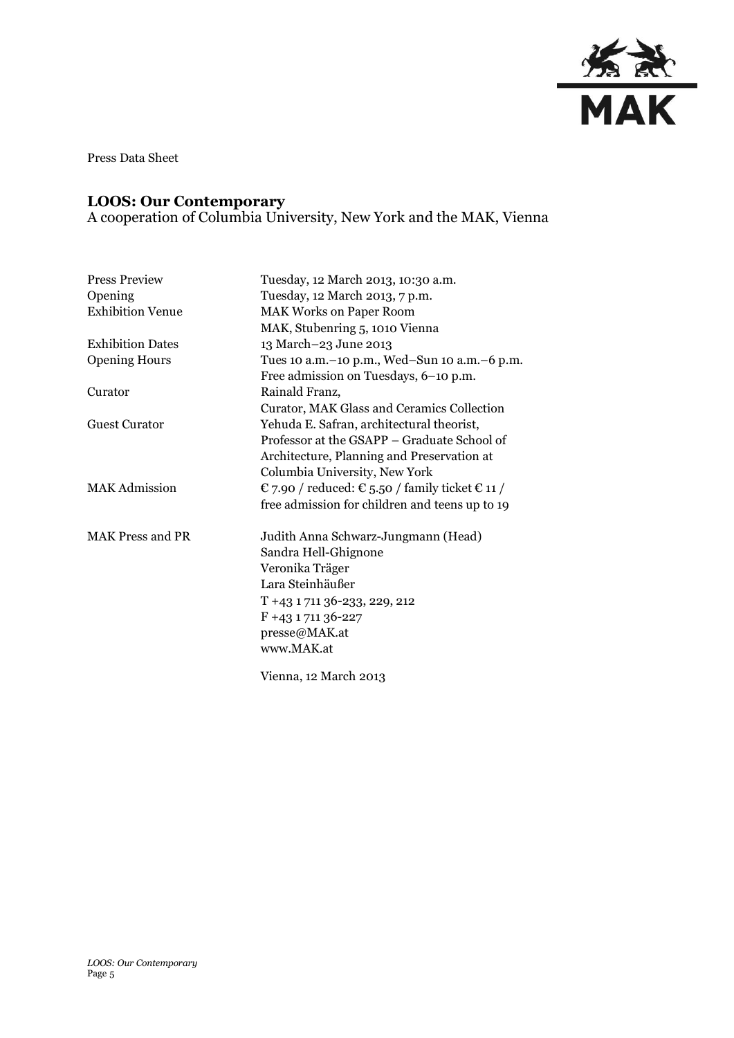Press Data Sheet

## LOOS: Our Contemporary

A cooperation of Columbia University, New York and the MAK, Vienna

| | |
|---|---|
| Press Preview | Tuesday, 12 March 2013, 10:30 a.m. |
| Opening | Tuesday, 12 March 2013, 7 p.m. |
| Exhibition Venue | MAK Works on Paper Room<br>MAK, Stubenring 5, 1010 Vienna |
| Exhibition Dates | 13 March–23 June 2013 |
| Opening Hours | Tues 10 a.m.–10 p.m., Wed–Sun 10 a.m.–6 p.m.<br>Free admission on Tuesdays, 6–10 p.m. |
| Curator | Rainald Franz,<br>Curator, MAK Glass and Ceramics Collection |
| Guest Curator | Yehuda E. Safran, architectural theorist,<br>Professor at the GSAPP – Graduate School of Architecture, Planning and Preservation at Columbia University, New York |
| MAK Admission | € 7.90 / reduced: € 5.50 / family ticket € 11 /<br>free admission for children and teens up to 19 |
| MAK Press and PR | Judith Anna Schwarz-Jungmann (Head)<br>Sandra Hell-Ghignone<br>Veronika Träger<br>Lara Steinhäußer<br>T +43 1 711 36-233, 229, 212<br>F +43 1 711 36-227<br>presse@MAK.at<br>www.MAK.at |

Vienna, 12 March 2013